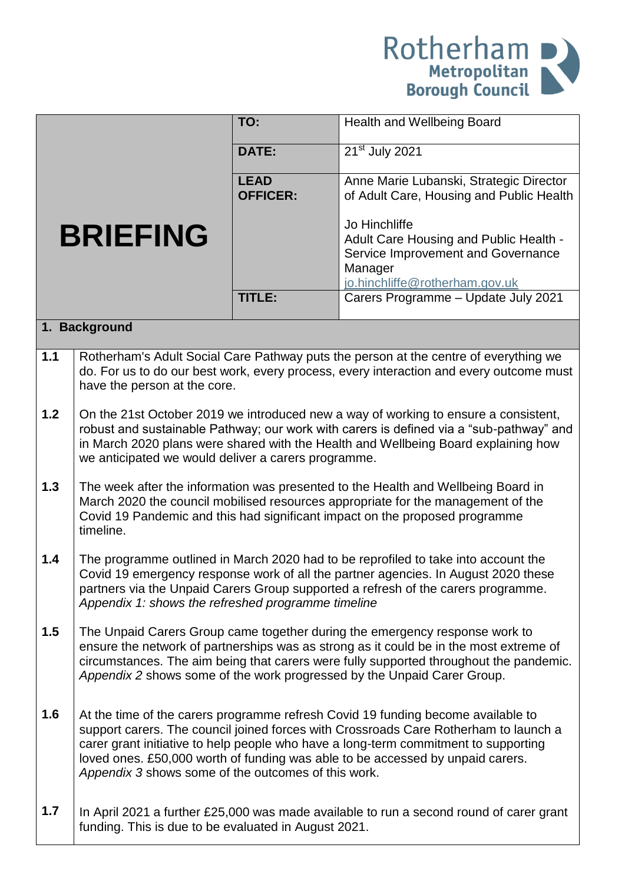Rotherham Metropolitan Borough Council

| BRIEFING | | |
|---|---|---|
| | **TO:** | Health and Wellbeing Board |
| | **DATE:** | 21st July 2021 |
| | **LEAD OFFICER:** | Anne Marie Lubanski, Strategic Director of Adult Care, Housing and Public Health<br><br>Jo Hinchliffe<br>Adult Care Housing and Public Health - Service Improvement and Governance Manager<br>jo.hinchliffe@rotherham.gov.uk |
| | **TITLE:** | Carers Programme – Update July 2021 |

## 1. Background

| | |
|---|---|
| **1.1** | Rotherham's Adult Social Care Pathway puts the person at the centre of everything we do. For us to do our best work, every process, every interaction and every outcome must have the person at the core. |
| **1.2** | On the 21st October 2019 we introduced new a way of working to ensure a consistent, robust and sustainable Pathway; our work with carers is defined via a "sub-pathway" and in March 2020 plans were shared with the Health and Wellbeing Board explaining how we anticipated we would deliver a carers programme. |
| **1.3** | The week after the information was presented to the Health and Wellbeing Board in March 2020 the council mobilised resources appropriate for the management of the Covid 19 Pandemic and this had significant impact on the proposed programme timeline. |
| **1.4** | The programme outlined in March 2020 had to be reprofiled to take into account the Covid 19 emergency response work of all the partner agencies. In August 2020 these partners via the Unpaid Carers Group supported a refresh of the carers programme. *Appendix 1: shows the refreshed programme timeline* |
| **1.5** | The Unpaid Carers Group came together during the emergency response work to ensure the network of partnerships was as strong as it could be in the most extreme of circumstances. The aim being that carers were fully supported throughout the pandemic. *Appendix 2* shows some of the work progressed by the Unpaid Carer Group. |
| **1.6** | At the time of the carers programme refresh Covid 19 funding become available to support carers. The council joined forces with Crossroads Care Rotherham to launch a carer grant initiative to help people who have a long-term commitment to supporting loved ones. £50,000 worth of funding was able to be accessed by unpaid carers. *Appendix 3* shows some of the outcomes of this work. |
| **1.7** | In April 2021 a further £25,000 was made available to run a second round of carer grant funding. This is due to be evaluated in August 2021. |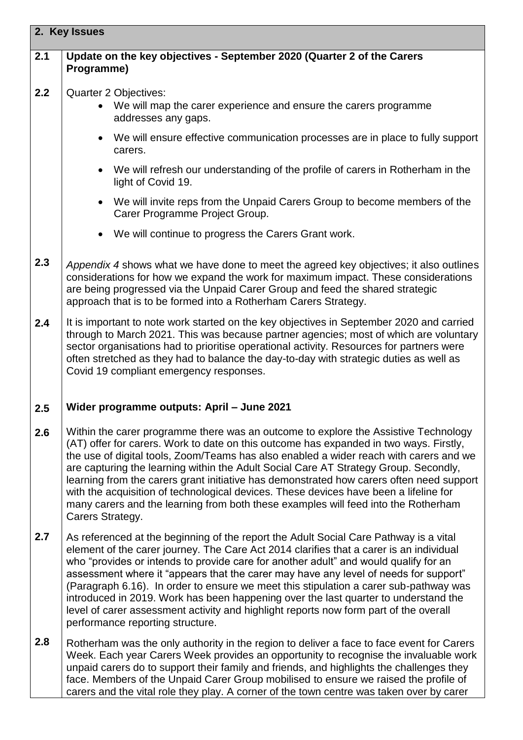## 2. Key Issues

**2.1** **Update on the key objectives - September 2020 (Quarter 2 of the Carers Programme)**

**2.2** Quarter 2 Objectives:

- We will map the carer experience and ensure the carers programme addresses any gaps.
- We will ensure effective communication processes are in place to fully support carers.
- We will refresh our understanding of the profile of carers in Rotherham in the light of Covid 19.
- We will invite reps from the Unpaid Carers Group to become members of the Carer Programme Project Group.
- We will continue to progress the Carers Grant work.

**2.3** *Appendix 4* shows what we have done to meet the agreed key objectives; it also outlines considerations for how we expand the work for maximum impact. These considerations are being progressed via the Unpaid Carer Group and feed the shared strategic approach that is to be formed into a Rotherham Carers Strategy.

**2.4** It is important to note work started on the key objectives in September 2020 and carried through to March 2021. This was because partner agencies; most of which are voluntary sector organisations had to prioritise operational activity. Resources for partners were often stretched as they had to balance the day-to-day with strategic duties as well as Covid 19 compliant emergency responses.

**2.5** **Wider programme outputs: April – June 2021**

**2.6** Within the carer programme there was an outcome to explore the Assistive Technology (AT) offer for carers. Work to date on this outcome has expanded in two ways. Firstly, the use of digital tools, Zoom/Teams has also enabled a wider reach with carers and we are capturing the learning within the Adult Social Care AT Strategy Group. Secondly, learning from the carers grant initiative has demonstrated how carers often need support with the acquisition of technological devices. These devices have been a lifeline for many carers and the learning from both these examples will feed into the Rotherham Carers Strategy.

**2.7** As referenced at the beginning of the report the Adult Social Care Pathway is a vital element of the carer journey. The Care Act 2014 clarifies that a carer is an individual who "provides or intends to provide care for another adult" and would qualify for an assessment where it "appears that the carer may have any level of needs for support" (Paragraph 6.16). In order to ensure we meet this stipulation a carer sub-pathway was introduced in 2019. Work has been happening over the last quarter to understand the level of carer assessment activity and highlight reports now form part of the overall performance reporting structure.

**2.8** Rotherham was the only authority in the region to deliver a face to face event for Carers Week. Each year Carers Week provides an opportunity to recognise the invaluable work unpaid carers do to support their family and friends, and highlights the challenges they face. Members of the Unpaid Carer Group mobilised to ensure we raised the profile of carers and the vital role they play. A corner of the town centre was taken over by carer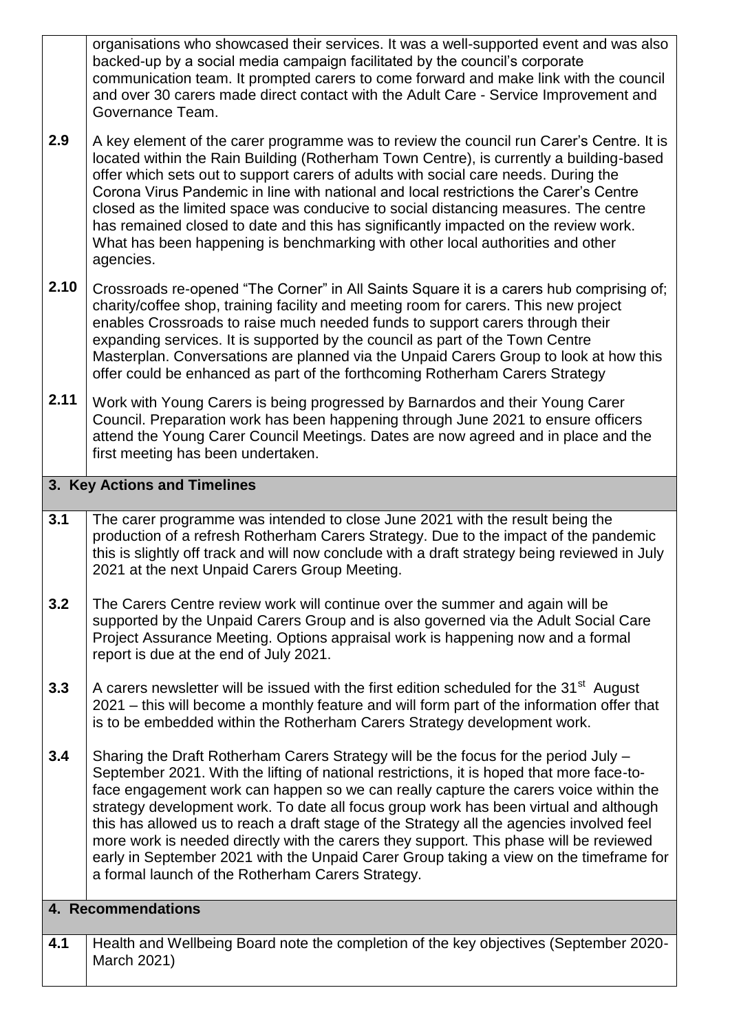organisations who showcased their services. It was a well-supported event and was also backed-up by a social media campaign facilitated by the council's corporate communication team. It prompted carers to come forward and make link with the council and over 30 carers made direct contact with the Adult Care - Service Improvement and Governance Team.

**2.9** A key element of the carer programme was to review the council run Carer's Centre. It is located within the Rain Building (Rotherham Town Centre), is currently a building-based offer which sets out to support carers of adults with social care needs. During the Corona Virus Pandemic in line with national and local restrictions the Carer's Centre closed as the limited space was conducive to social distancing measures. The centre has remained closed to date and this has significantly impacted on the review work. What has been happening is benchmarking with other local authorities and other agencies.

**2.10** Crossroads re-opened "The Corner" in All Saints Square it is a carers hub comprising of; charity/coffee shop, training facility and meeting room for carers. This new project enables Crossroads to raise much needed funds to support carers through their expanding services. It is supported by the council as part of the Town Centre Masterplan. Conversations are planned via the Unpaid Carers Group to look at how this offer could be enhanced as part of the forthcoming Rotherham Carers Strategy

**2.11** Work with Young Carers is being progressed by Barnardos and their Young Carer Council. Preparation work has been happening through June 2021 to ensure officers attend the Young Carer Council Meetings. Dates are now agreed and in place and the first meeting has been undertaken.

## 3. Key Actions and Timelines

**3.1** The carer programme was intended to close June 2021 with the result being the production of a refresh Rotherham Carers Strategy. Due to the impact of the pandemic this is slightly off track and will now conclude with a draft strategy being reviewed in July 2021 at the next Unpaid Carers Group Meeting.

**3.2** The Carers Centre review work will continue over the summer and again will be supported by the Unpaid Carers Group and is also governed via the Adult Social Care Project Assurance Meeting. Options appraisal work is happening now and a formal report is due at the end of July 2021.

**3.3** A carers newsletter will be issued with the first edition scheduled for the 31st August 2021 – this will become a monthly feature and will form part of the information offer that is to be embedded within the Rotherham Carers Strategy development work.

**3.4** Sharing the Draft Rotherham Carers Strategy will be the focus for the period July – September 2021. With the lifting of national restrictions, it is hoped that more face-to-face engagement work can happen so we can really capture the carers voice within the strategy development work. To date all focus group work has been virtual and although this has allowed us to reach a draft stage of the Strategy all the agencies involved feel more work is needed directly with the carers they support. This phase will be reviewed early in September 2021 with the Unpaid Carer Group taking a view on the timeframe for a formal launch of the Rotherham Carers Strategy.

## 4. Recommendations

**4.1** Health and Wellbeing Board note the completion of the key objectives (September 2020-March 2021)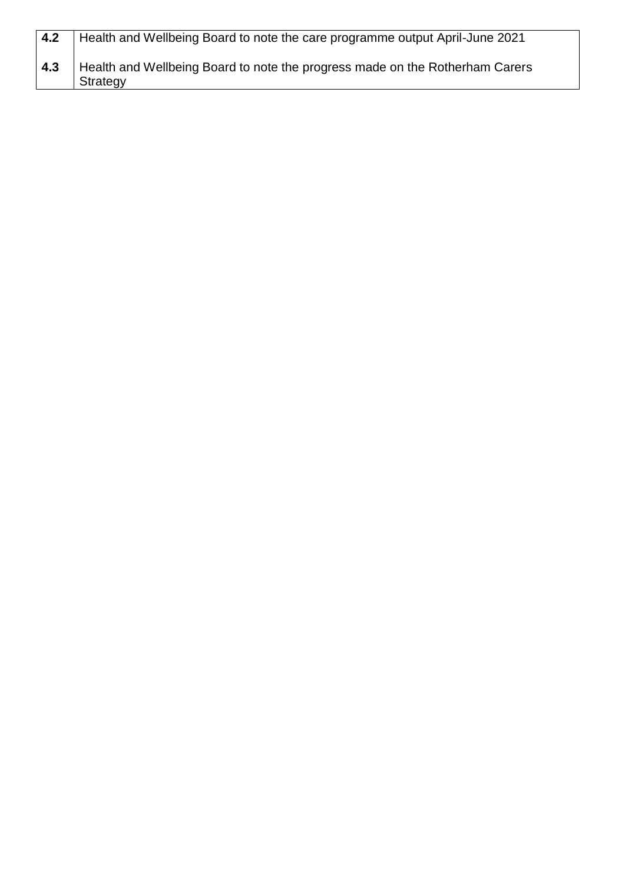| | |
|---|---|
| **4.2** | Health and Wellbeing Board to note the care programme output April-June 2021 |
| **4.3** | Health and Wellbeing Board to note the progress made on the Rotherham Carers Strategy |